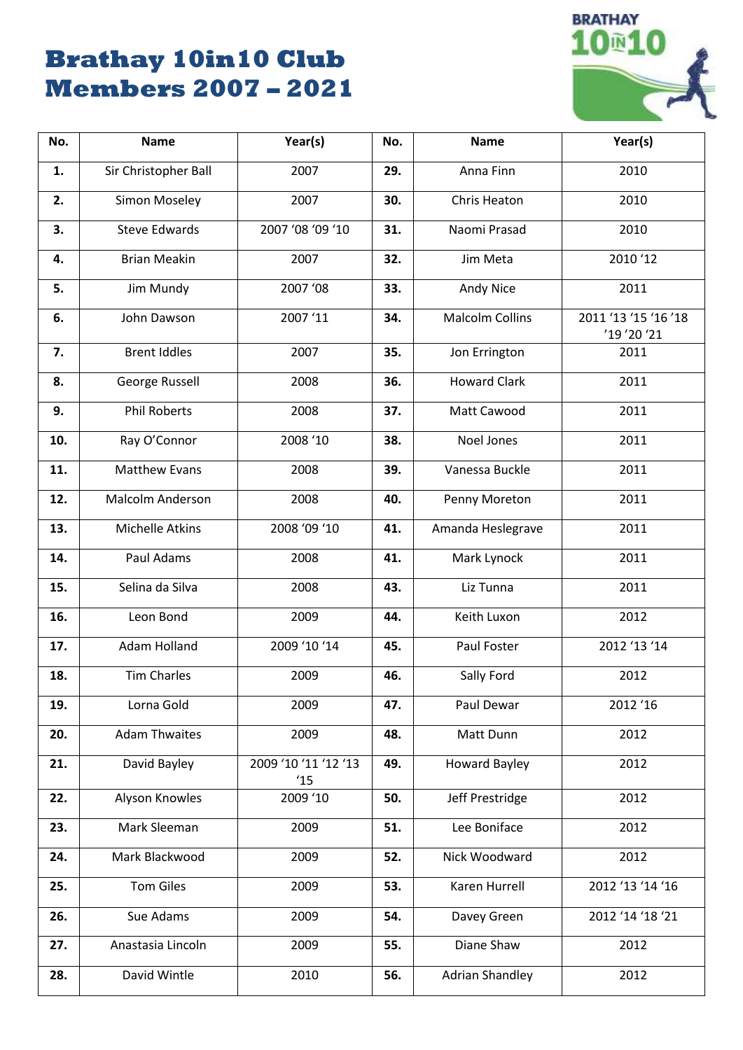# Brathay 10in10 Club Members 2007 – 2021

| No. | Name | Year(s) | No. | Name | Year(s) |
|---|---|---|---|---|---|
| **1.** | Sir Christopher Ball | 2007 | **29.** | Anna Finn | 2010 |
| **2.** | Simon Moseley | 2007 | **30.** | Chris Heaton | 2010 |
| **3.** | Steve Edwards | 2007 '08 '09 '10 | **31.** | Naomi Prasad | 2010 |
| **4.** | Brian Meakin | 2007 | **32.** | Jim Meta | 2010 '12 |
| **5.** | Jim Mundy | 2007 '08 | **33.** | Andy Nice | 2011 |
| **6.** | John Dawson | 2007 '11 | **34.** | Malcolm Collins | 2011 '13 '15 '16 '18 '19 '20 '21 |
| **7.** | Brent Iddles | 2007 | **35.** | Jon Errington | 2011 |
| **8.** | George Russell | 2008 | **36.** | Howard Clark | 2011 |
| **9.** | Phil Roberts | 2008 | **37.** | Matt Cawood | 2011 |
| **10.** | Ray O'Connor | 2008 '10 | **38.** | Noel Jones | 2011 |
| **11.** | Matthew Evans | 2008 | **39.** | Vanessa Buckle | 2011 |
| **12.** | Malcolm Anderson | 2008 | **40.** | Penny Moreton | 2011 |
| **13.** | Michelle Atkins | 2008 '09 '10 | **41.** | Amanda Heslegrave | 2011 |
| **14.** | Paul Adams | 2008 | **41.** | Mark Lynock | 2011 |
| **15.** | Selina da Silva | 2008 | **43.** | Liz Tunna | 2011 |
| **16.** | Leon Bond | 2009 | **44.** | Keith Luxon | 2012 |
| **17.** | Adam Holland | 2009 '10 '14 | **45.** | Paul Foster | 2012 '13 '14 |
| **18.** | Tim Charles | 2009 | **46.** | Sally Ford | 2012 |
| **19.** | Lorna Gold | 2009 | **47.** | Paul Dewar | 2012 '16 |
| **20.** | Adam Thwaites | 2009 | **48.** | Matt Dunn | 2012 |
| **21.** | David Bayley | 2009 '10 '11 '12 '13 '15 | **49.** | Howard Bayley | 2012 |
| **22.** | Alyson Knowles | 2009 '10 | **50.** | Jeff Prestridge | 2012 |
| **23.** | Mark Sleeman | 2009 | **51.** | Lee Boniface | 2012 |
| **24.** | Mark Blackwood | 2009 | **52.** | Nick Woodward | 2012 |
| **25.** | Tom Giles | 2009 | **53.** | Karen Hurrell | 2012 '13 '14 '16 |
| **26.** | Sue Adams | 2009 | **54.** | Davey Green | 2012 '14 '18 '21 |
| **27.** | Anastasia Lincoln | 2009 | **55.** | Diane Shaw | 2012 |
| **28.** | David Wintle | 2010 | **56.** | Adrian Shandley | 2012 |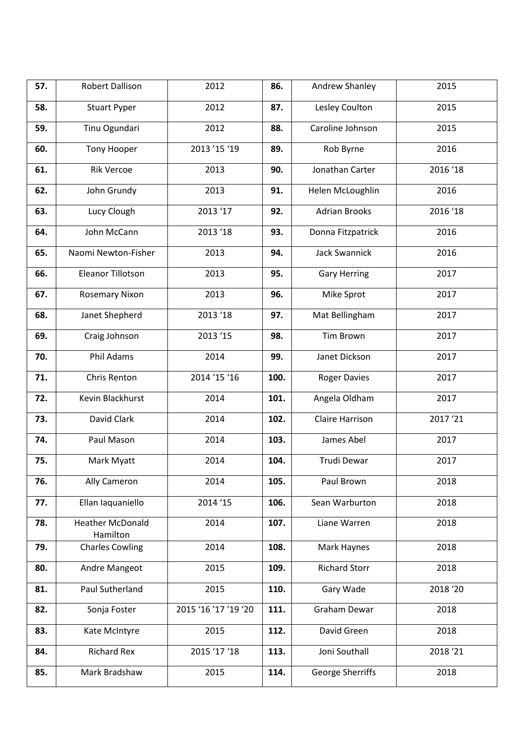| **57.** | Robert Dallison | 2012 | **86.** | Andrew Shanley | 2015 |
|---|---|---|---|---|---|
| **58.** | Stuart Pyper | 2012 | **87.** | Lesley Coulton | 2015 |
| **59.** | Tinu Ogundari | 2012 | **88.** | Caroline Johnson | 2015 |
| **60.** | Tony Hooper | 2013 '15 '19 | **89.** | Rob Byrne | 2016 |
| **61.** | Rik Vercoe | 2013 | **90.** | Jonathan Carter | 2016 '18 |
| **62.** | John Grundy | 2013 | **91.** | Helen McLoughlin | 2016 |
| **63.** | Lucy Clough | 2013 '17 | **92.** | Adrian Brooks | 2016 '18 |
| **64.** | John McCann | 2013 '18 | **93.** | Donna Fitzpatrick | 2016 |
| **65.** | Naomi Newton-Fisher | 2013 | **94.** | Jack Swannick | 2016 |
| **66.** | Eleanor Tillotson | 2013 | **95.** | Gary Herring | 2017 |
| **67.** | Rosemary Nixon | 2013 | **96.** | Mike Sprot | 2017 |
| **68.** | Janet Shepherd | 2013 '18 | **97.** | Mat Bellingham | 2017 |
| **69.** | Craig Johnson | 2013 '15 | **98.** | Tim Brown | 2017 |
| **70.** | Phil Adams | 2014 | **99.** | Janet Dickson | 2017 |
| **71.** | Chris Renton | 2014 '15 '16 | **100.** | Roger Davies | 2017 |
| **72.** | Kevin Blackhurst | 2014 | **101.** | Angela Oldham | 2017 |
| **73.** | David Clark | 2014 | **102.** | Claire Harrison | 2017 '21 |
| **74.** | Paul Mason | 2014 | **103.** | James Abel | 2017 |
| **75.** | Mark Myatt | 2014 | **104.** | Trudi Dewar | 2017 |
| **76.** | Ally Cameron | 2014 | **105.** | Paul Brown | 2018 |
| **77.** | Ellan Iaquaniello | 2014 '15 | **106.** | Sean Warburton | 2018 |
| **78.** | Heather McDonald Hamilton | 2014 | **107.** | Liane Warren | 2018 |
| **79.** | Charles Cowling | 2014 | **108.** | Mark Haynes | 2018 |
| **80.** | Andre Mangeot | 2015 | **109.** | Richard Storr | 2018 |
| **81.** | Paul Sutherland | 2015 | **110.** | Gary Wade | 2018 '20 |
| **82.** | Sonja Foster | 2015 '16 '17 '19 '20 | **111.** | Graham Dewar | 2018 |
| **83.** | Kate McIntyre | 2015 | **112.** | David Green | 2018 |
| **84.** | Richard Rex | 2015 '17 '18 | **113.** | Joni Southall | 2018 '21 |
| **85.** | Mark Bradshaw | 2015 | **114.** | George Sherriffs | 2018 |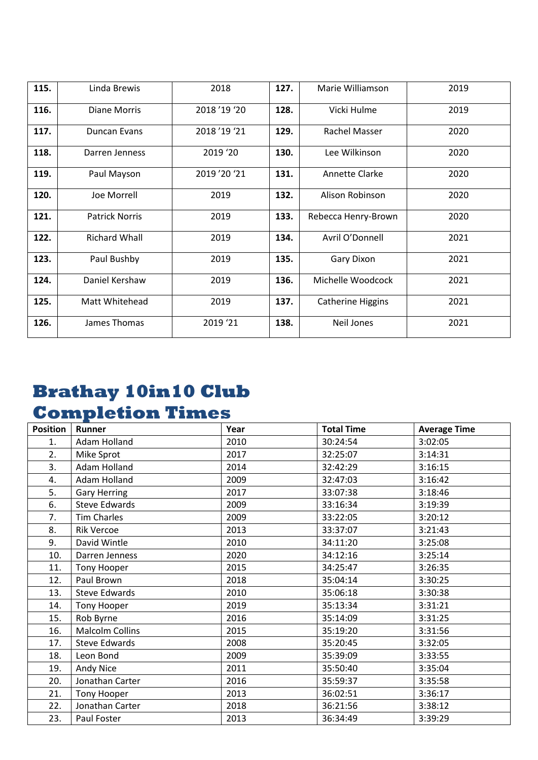| **115.** | Linda Brewis | 2018 | **127.** | Marie Williamson | 2019 |
|---|---|---|---|---|---|
| **116.** | Diane Morris | 2018 '19 '20 | **128.** | Vicki Hulme | 2019 |
| **117.** | Duncan Evans | 2018 '19 '21 | **129.** | Rachel Masser | 2020 |
| **118.** | Darren Jenness | 2019 '20 | **130.** | Lee Wilkinson | 2020 |
| **119.** | Paul Mayson | 2019 '20 '21 | **131.** | Annette Clarke | 2020 |
| **120.** | Joe Morrell | 2019 | **132.** | Alison Robinson | 2020 |
| **121.** | Patrick Norris | 2019 | **133.** | Rebecca Henry-Brown | 2020 |
| **122.** | Richard Whall | 2019 | **134.** | Avril O'Donnell | 2021 |
| **123.** | Paul Bushby | 2019 | **135.** | Gary Dixon | 2021 |
| **124.** | Daniel Kershaw | 2019 | **136.** | Michelle Woodcock | 2021 |
| **125.** | Matt Whitehead | 2019 | **137.** | Catherine Higgins | 2021 |
| **126.** | James Thomas | 2019 '21 | **138.** | Neil Jones | 2021 |

# Brathay 10in10 Club Completion Times

| Position | Runner | Year | Total Time | Average Time |
|---|---|---|---|---|
| 1. | Adam Holland | 2010 | 30:24:54 | 3:02:05 |
| 2. | Mike Sprot | 2017 | 32:25:07 | 3:14:31 |
| 3. | Adam Holland | 2014 | 32:42:29 | 3:16:15 |
| 4. | Adam Holland | 2009 | 32:47:03 | 3:16:42 |
| 5. | Gary Herring | 2017 | 33:07:38 | 3:18:46 |
| 6. | Steve Edwards | 2009 | 33:16:34 | 3:19:39 |
| 7. | Tim Charles | 2009 | 33:22:05 | 3:20:12 |
| 8. | Rik Vercoe | 2013 | 33:37:07 | 3:21:43 |
| 9. | David Wintle | 2010 | 34:11:20 | 3:25:08 |
| 10. | Darren Jenness | 2020 | 34:12:16 | 3:25:14 |
| 11. | Tony Hooper | 2015 | 34:25:47 | 3:26:35 |
| 12. | Paul Brown | 2018 | 35:04:14 | 3:30:25 |
| 13. | Steve Edwards | 2010 | 35:06:18 | 3:30:38 |
| 14. | Tony Hooper | 2019 | 35:13:34 | 3:31:21 |
| 15. | Rob Byrne | 2016 | 35:14:09 | 3:31:25 |
| 16. | Malcolm Collins | 2015 | 35:19:20 | 3:31:56 |
| 17. | Steve Edwards | 2008 | 35:20:45 | 3:32:05 |
| 18. | Leon Bond | 2009 | 35:39:09 | 3:33:55 |
| 19. | Andy Nice | 2011 | 35:50:40 | 3:35:04 |
| 20. | Jonathan Carter | 2016 | 35:59:37 | 3:35:58 |
| 21. | Tony Hooper | 2013 | 36:02:51 | 3:36:17 |
| 22. | Jonathan Carter | 2018 | 36:21:56 | 3:38:12 |
| 23. | Paul Foster | 2013 | 36:34:49 | 3:39:29 |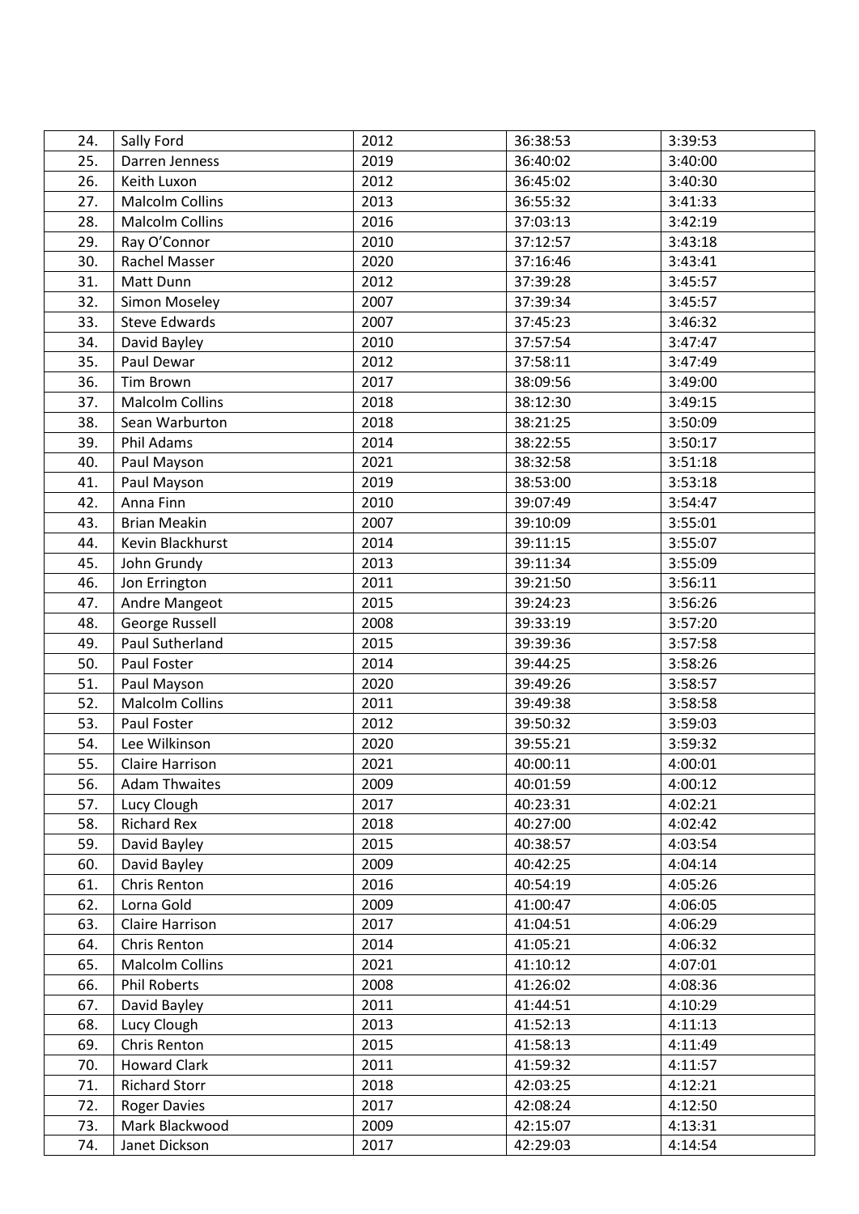| 24. | Sally Ford | 2012 | 36:38:53 | 3:39:53 |
|---|---|---|---|---|
| 25. | Darren Jenness | 2019 | 36:40:02 | 3:40:00 |
| 26. | Keith Luxon | 2012 | 36:45:02 | 3:40:30 |
| 27. | Malcolm Collins | 2013 | 36:55:32 | 3:41:33 |
| 28. | Malcolm Collins | 2016 | 37:03:13 | 3:42:19 |
| 29. | Ray O'Connor | 2010 | 37:12:57 | 3:43:18 |
| 30. | Rachel Masser | 2020 | 37:16:46 | 3:43:41 |
| 31. | Matt Dunn | 2012 | 37:39:28 | 3:45:57 |
| 32. | Simon Moseley | 2007 | 37:39:34 | 3:45:57 |
| 33. | Steve Edwards | 2007 | 37:45:23 | 3:46:32 |
| 34. | David Bayley | 2010 | 37:57:54 | 3:47:47 |
| 35. | Paul Dewar | 2012 | 37:58:11 | 3:47:49 |
| 36. | Tim Brown | 2017 | 38:09:56 | 3:49:00 |
| 37. | Malcolm Collins | 2018 | 38:12:30 | 3:49:15 |
| 38. | Sean Warburton | 2018 | 38:21:25 | 3:50:09 |
| 39. | Phil Adams | 2014 | 38:22:55 | 3:50:17 |
| 40. | Paul Mayson | 2021 | 38:32:58 | 3:51:18 |
| 41. | Paul Mayson | 2019 | 38:53:00 | 3:53:18 |
| 42. | Anna Finn | 2010 | 39:07:49 | 3:54:47 |
| 43. | Brian Meakin | 2007 | 39:10:09 | 3:55:01 |
| 44. | Kevin Blackhurst | 2014 | 39:11:15 | 3:55:07 |
| 45. | John Grundy | 2013 | 39:11:34 | 3:55:09 |
| 46. | Jon Errington | 2011 | 39:21:50 | 3:56:11 |
| 47. | Andre Mangeot | 2015 | 39:24:23 | 3:56:26 |
| 48. | George Russell | 2008 | 39:33:19 | 3:57:20 |
| 49. | Paul Sutherland | 2015 | 39:39:36 | 3:57:58 |
| 50. | Paul Foster | 2014 | 39:44:25 | 3:58:26 |
| 51. | Paul Mayson | 2020 | 39:49:26 | 3:58:57 |
| 52. | Malcolm Collins | 2011 | 39:49:38 | 3:58:58 |
| 53. | Paul Foster | 2012 | 39:50:32 | 3:59:03 |
| 54. | Lee Wilkinson | 2020 | 39:55:21 | 3:59:32 |
| 55. | Claire Harrison | 2021 | 40:00:11 | 4:00:01 |
| 56. | Adam Thwaites | 2009 | 40:01:59 | 4:00:12 |
| 57. | Lucy Clough | 2017 | 40:23:31 | 4:02:21 |
| 58. | Richard Rex | 2018 | 40:27:00 | 4:02:42 |
| 59. | David Bayley | 2015 | 40:38:57 | 4:03:54 |
| 60. | David Bayley | 2009 | 40:42:25 | 4:04:14 |
| 61. | Chris Renton | 2016 | 40:54:19 | 4:05:26 |
| 62. | Lorna Gold | 2009 | 41:00:47 | 4:06:05 |
| 63. | Claire Harrison | 2017 | 41:04:51 | 4:06:29 |
| 64. | Chris Renton | 2014 | 41:05:21 | 4:06:32 |
| 65. | Malcolm Collins | 2021 | 41:10:12 | 4:07:01 |
| 66. | Phil Roberts | 2008 | 41:26:02 | 4:08:36 |
| 67. | David Bayley | 2011 | 41:44:51 | 4:10:29 |
| 68. | Lucy Clough | 2013 | 41:52:13 | 4:11:13 |
| 69. | Chris Renton | 2015 | 41:58:13 | 4:11:49 |
| 70. | Howard Clark | 2011 | 41:59:32 | 4:11:57 |
| 71. | Richard Storr | 2018 | 42:03:25 | 4:12:21 |
| 72. | Roger Davies | 2017 | 42:08:24 | 4:12:50 |
| 73. | Mark Blackwood | 2009 | 42:15:07 | 4:13:31 |
| 74. | Janet Dickson | 2017 | 42:29:03 | 4:14:54 |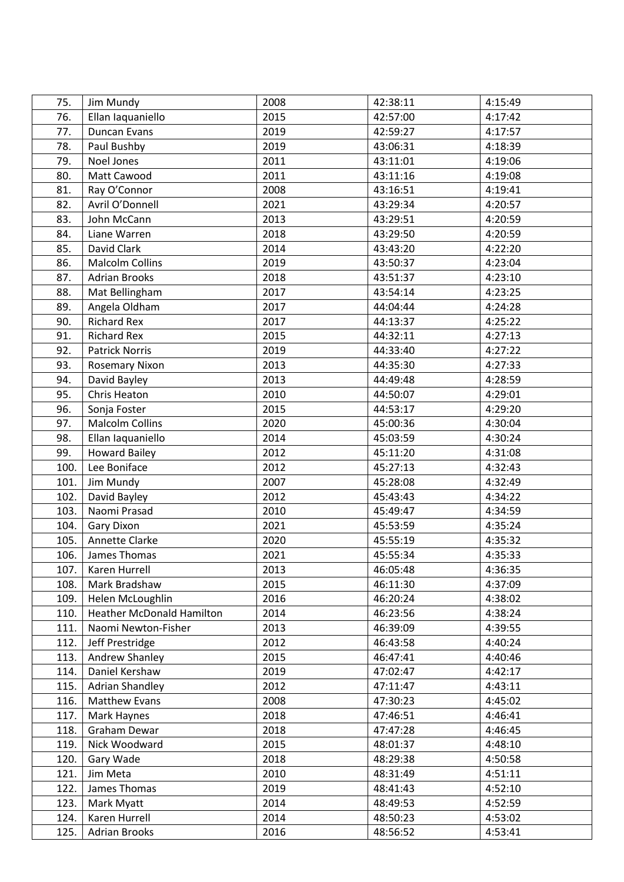| 75. | Jim Mundy | 2008 | 42:38:11 | 4:15:49 |
|---|---|---|---|---|
| 76. | Ellan Iaquaniello | 2015 | 42:57:00 | 4:17:42 |
| 77. | Duncan Evans | 2019 | 42:59:27 | 4:17:57 |
| 78. | Paul Bushby | 2019 | 43:06:31 | 4:18:39 |
| 79. | Noel Jones | 2011 | 43:11:01 | 4:19:06 |
| 80. | Matt Cawood | 2011 | 43:11:16 | 4:19:08 |
| 81. | Ray O'Connor | 2008 | 43:16:51 | 4:19:41 |
| 82. | Avril O'Donnell | 2021 | 43:29:34 | 4:20:57 |
| 83. | John McCann | 2013 | 43:29:51 | 4:20:59 |
| 84. | Liane Warren | 2018 | 43:29:50 | 4:20:59 |
| 85. | David Clark | 2014 | 43:43:20 | 4:22:20 |
| 86. | Malcolm Collins | 2019 | 43:50:37 | 4:23:04 |
| 87. | Adrian Brooks | 2018 | 43:51:37 | 4:23:10 |
| 88. | Mat Bellingham | 2017 | 43:54:14 | 4:23:25 |
| 89. | Angela Oldham | 2017 | 44:04:44 | 4:24:28 |
| 90. | Richard Rex | 2017 | 44:13:37 | 4:25:22 |
| 91. | Richard Rex | 2015 | 44:32:11 | 4:27:13 |
| 92. | Patrick Norris | 2019 | 44:33:40 | 4:27:22 |
| 93. | Rosemary Nixon | 2013 | 44:35:30 | 4:27:33 |
| 94. | David Bayley | 2013 | 44:49:48 | 4:28:59 |
| 95. | Chris Heaton | 2010 | 44:50:07 | 4:29:01 |
| 96. | Sonja Foster | 2015 | 44:53:17 | 4:29:20 |
| 97. | Malcolm Collins | 2020 | 45:00:36 | 4:30:04 |
| 98. | Ellan Iaquaniello | 2014 | 45:03:59 | 4:30:24 |
| 99. | Howard Bailey | 2012 | 45:11:20 | 4:31:08 |
| 100. | Lee Boniface | 2012 | 45:27:13 | 4:32:43 |
| 101. | Jim Mundy | 2007 | 45:28:08 | 4:32:49 |
| 102. | David Bayley | 2012 | 45:43:43 | 4:34:22 |
| 103. | Naomi Prasad | 2010 | 45:49:47 | 4:34:59 |
| 104. | Gary Dixon | 2021 | 45:53:59 | 4:35:24 |
| 105. | Annette Clarke | 2020 | 45:55:19 | 4:35:32 |
| 106. | James Thomas | 2021 | 45:55:34 | 4:35:33 |
| 107. | Karen Hurrell | 2013 | 46:05:48 | 4:36:35 |
| 108. | Mark Bradshaw | 2015 | 46:11:30 | 4:37:09 |
| 109. | Helen McLoughlin | 2016 | 46:20:24 | 4:38:02 |
| 110. | Heather McDonald Hamilton | 2014 | 46:23:56 | 4:38:24 |
| 111. | Naomi Newton-Fisher | 2013 | 46:39:09 | 4:39:55 |
| 112. | Jeff Prestridge | 2012 | 46:43:58 | 4:40:24 |
| 113. | Andrew Shanley | 2015 | 46:47:41 | 4:40:46 |
| 114. | Daniel Kershaw | 2019 | 47:02:47 | 4:42:17 |
| 115. | Adrian Shandley | 2012 | 47:11:47 | 4:43:11 |
| 116. | Matthew Evans | 2008 | 47:30:23 | 4:45:02 |
| 117. | Mark Haynes | 2018 | 47:46:51 | 4:46:41 |
| 118. | Graham Dewar | 2018 | 47:47:28 | 4:46:45 |
| 119. | Nick Woodward | 2015 | 48:01:37 | 4:48:10 |
| 120. | Gary Wade | 2018 | 48:29:38 | 4:50:58 |
| 121. | Jim Meta | 2010 | 48:31:49 | 4:51:11 |
| 122. | James Thomas | 2019 | 48:41:43 | 4:52:10 |
| 123. | Mark Myatt | 2014 | 48:49:53 | 4:52:59 |
| 124. | Karen Hurrell | 2014 | 48:50:23 | 4:53:02 |
| 125. | Adrian Brooks | 2016 | 48:56:52 | 4:53:41 |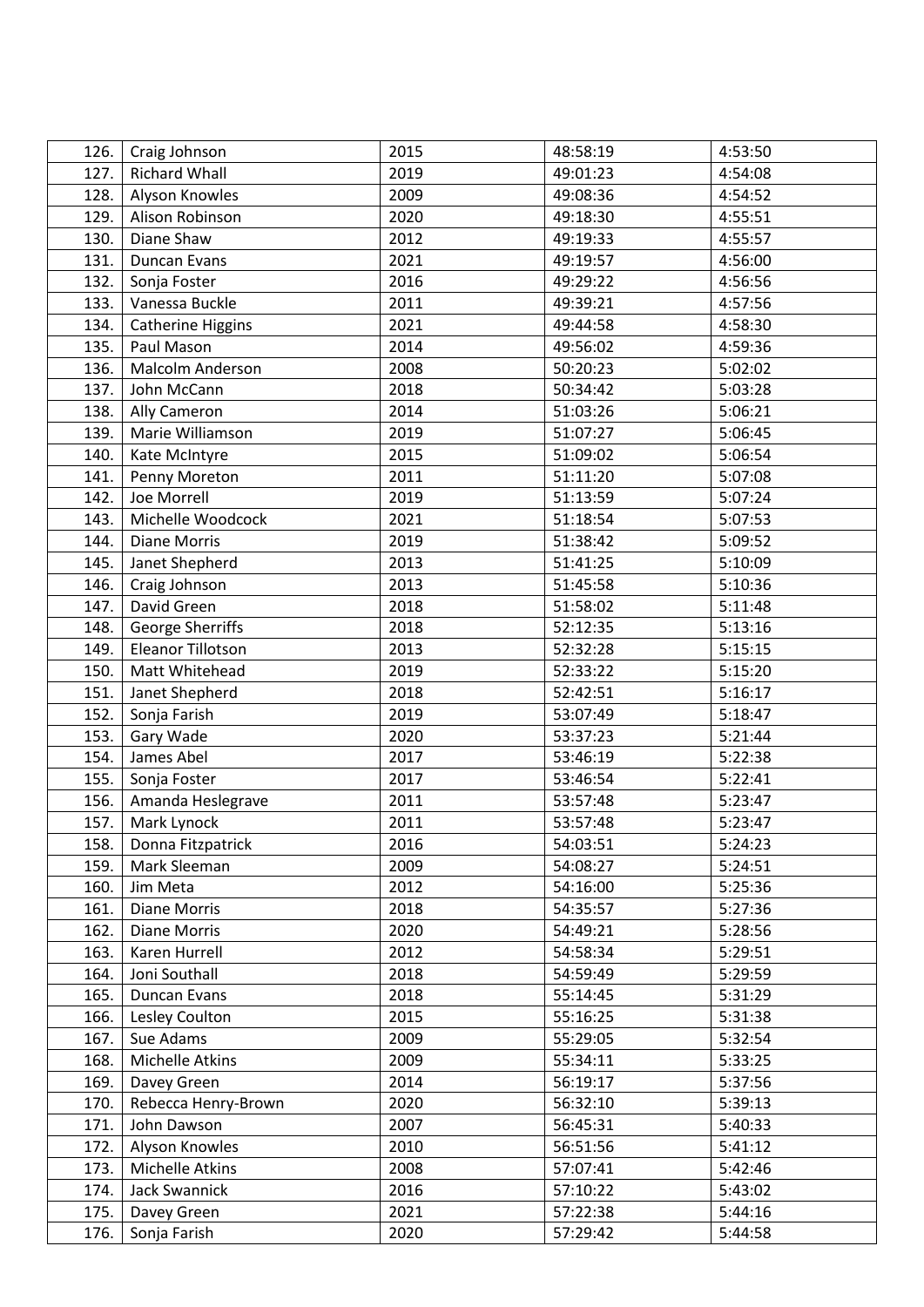| 126. | Craig Johnson | 2015 | 48:58:19 | 4:53:50 |
|---|---|---|---|---|
| 127. | Richard Whall | 2019 | 49:01:23 | 4:54:08 |
| 128. | Alyson Knowles | 2009 | 49:08:36 | 4:54:52 |
| 129. | Alison Robinson | 2020 | 49:18:30 | 4:55:51 |
| 130. | Diane Shaw | 2012 | 49:19:33 | 4:55:57 |
| 131. | Duncan Evans | 2021 | 49:19:57 | 4:56:00 |
| 132. | Sonja Foster | 2016 | 49:29:22 | 4:56:56 |
| 133. | Vanessa Buckle | 2011 | 49:39:21 | 4:57:56 |
| 134. | Catherine Higgins | 2021 | 49:44:58 | 4:58:30 |
| 135. | Paul Mason | 2014 | 49:56:02 | 4:59:36 |
| 136. | Malcolm Anderson | 2008 | 50:20:23 | 5:02:02 |
| 137. | John McCann | 2018 | 50:34:42 | 5:03:28 |
| 138. | Ally Cameron | 2014 | 51:03:26 | 5:06:21 |
| 139. | Marie Williamson | 2019 | 51:07:27 | 5:06:45 |
| 140. | Kate McIntyre | 2015 | 51:09:02 | 5:06:54 |
| 141. | Penny Moreton | 2011 | 51:11:20 | 5:07:08 |
| 142. | Joe Morrell | 2019 | 51:13:59 | 5:07:24 |
| 143. | Michelle Woodcock | 2021 | 51:18:54 | 5:07:53 |
| 144. | Diane Morris | 2019 | 51:38:42 | 5:09:52 |
| 145. | Janet Shepherd | 2013 | 51:41:25 | 5:10:09 |
| 146. | Craig Johnson | 2013 | 51:45:58 | 5:10:36 |
| 147. | David Green | 2018 | 51:58:02 | 5:11:48 |
| 148. | George Sherriffs | 2018 | 52:12:35 | 5:13:16 |
| 149. | Eleanor Tillotson | 2013 | 52:32:28 | 5:15:15 |
| 150. | Matt Whitehead | 2019 | 52:33:22 | 5:15:20 |
| 151. | Janet Shepherd | 2018 | 52:42:51 | 5:16:17 |
| 152. | Sonja Farish | 2019 | 53:07:49 | 5:18:47 |
| 153. | Gary Wade | 2020 | 53:37:23 | 5:21:44 |
| 154. | James Abel | 2017 | 53:46:19 | 5:22:38 |
| 155. | Sonja Foster | 2017 | 53:46:54 | 5:22:41 |
| 156. | Amanda Heslegrave | 2011 | 53:57:48 | 5:23:47 |
| 157. | Mark Lynock | 2011 | 53:57:48 | 5:23:47 |
| 158. | Donna Fitzpatrick | 2016 | 54:03:51 | 5:24:23 |
| 159. | Mark Sleeman | 2009 | 54:08:27 | 5:24:51 |
| 160. | Jim Meta | 2012 | 54:16:00 | 5:25:36 |
| 161. | Diane Morris | 2018 | 54:35:57 | 5:27:36 |
| 162. | Diane Morris | 2020 | 54:49:21 | 5:28:56 |
| 163. | Karen Hurrell | 2012 | 54:58:34 | 5:29:51 |
| 164. | Joni Southall | 2018 | 54:59:49 | 5:29:59 |
| 165. | Duncan Evans | 2018 | 55:14:45 | 5:31:29 |
| 166. | Lesley Coulton | 2015 | 55:16:25 | 5:31:38 |
| 167. | Sue Adams | 2009 | 55:29:05 | 5:32:54 |
| 168. | Michelle Atkins | 2009 | 55:34:11 | 5:33:25 |
| 169. | Davey Green | 2014 | 56:19:17 | 5:37:56 |
| 170. | Rebecca Henry-Brown | 2020 | 56:32:10 | 5:39:13 |
| 171. | John Dawson | 2007 | 56:45:31 | 5:40:33 |
| 172. | Alyson Knowles | 2010 | 56:51:56 | 5:41:12 |
| 173. | Michelle Atkins | 2008 | 57:07:41 | 5:42:46 |
| 174. | Jack Swannick | 2016 | 57:10:22 | 5:43:02 |
| 175. | Davey Green | 2021 | 57:22:38 | 5:44:16 |
| 176. | Sonja Farish | 2020 | 57:29:42 | 5:44:58 |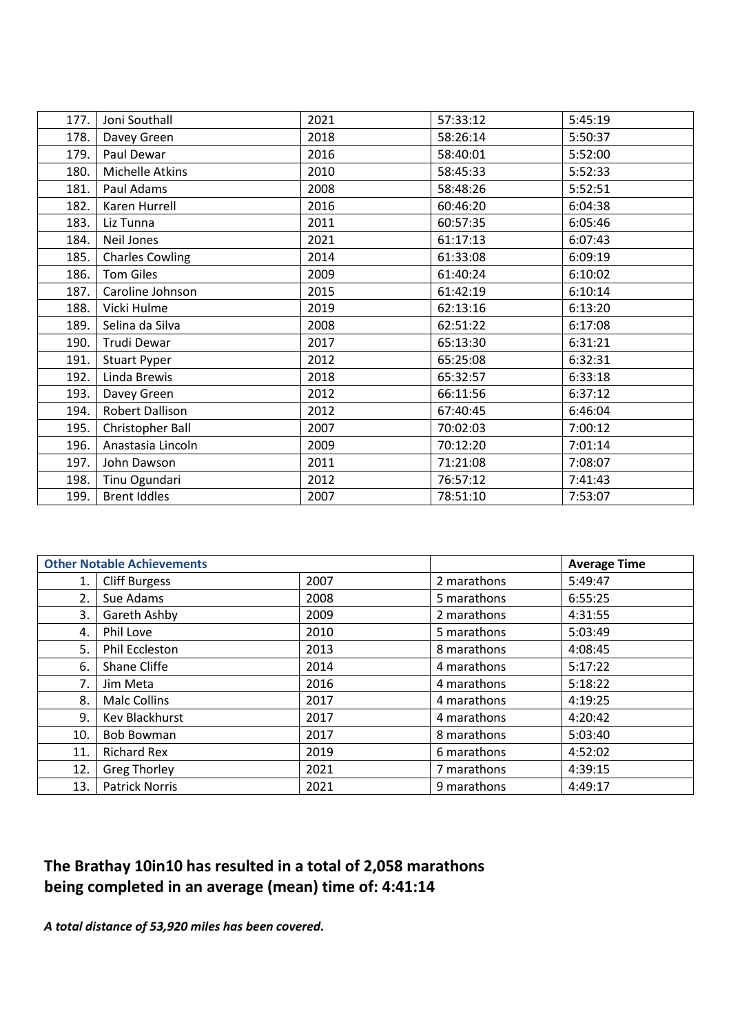| | | | | |
|---|---|---|---|---|
| 177. | Joni Southall | 2021 | 57:33:12 | 5:45:19 |
| 178. | Davey Green | 2018 | 58:26:14 | 5:50:37 |
| 179. | Paul Dewar | 2016 | 58:40:01 | 5:52:00 |
| 180. | Michelle Atkins | 2010 | 58:45:33 | 5:52:33 |
| 181. | Paul Adams | 2008 | 58:48:26 | 5:52:51 |
| 182. | Karen Hurrell | 2016 | 60:46:20 | 6:04:38 |
| 183. | Liz Tunna | 2011 | 60:57:35 | 6:05:46 |
| 184. | Neil Jones | 2021 | 61:17:13 | 6:07:43 |
| 185. | Charles Cowling | 2014 | 61:33:08 | 6:09:19 |
| 186. | Tom Giles | 2009 | 61:40:24 | 6:10:02 |
| 187. | Caroline Johnson | 2015 | 61:42:19 | 6:10:14 |
| 188. | Vicki Hulme | 2019 | 62:13:16 | 6:13:20 |
| 189. | Selina da Silva | 2008 | 62:51:22 | 6:17:08 |
| 190. | Trudi Dewar | 2017 | 65:13:30 | 6:31:21 |
| 191. | Stuart Pyper | 2012 | 65:25:08 | 6:32:31 |
| 192. | Linda Brewis | 2018 | 65:32:57 | 6:33:18 |
| 193. | Davey Green | 2012 | 66:11:56 | 6:37:12 |
| 194. | Robert Dallison | 2012 | 67:40:45 | 6:46:04 |
| 195. | Christopher Ball | 2007 | 70:02:03 | 7:00:12 |
| 196. | Anastasia Lincoln | 2009 | 70:12:20 | 7:01:14 |
| 197. | John Dawson | 2011 | 71:21:08 | 7:08:07 |
| 198. | Tinu Ogundari | 2012 | 76:57:12 | 7:41:43 |
| 199. | Brent Iddles | 2007 | 78:51:10 | 7:53:07 |

| Other Notable Achievements | | | | Average Time |
|---|---|---|---|---|
| 1. | Cliff Burgess | 2007 | 2 marathons | 5:49:47 |
| 2. | Sue Adams | 2008 | 5 marathons | 6:55:25 |
| 3. | Gareth Ashby | 2009 | 2 marathons | 4:31:55 |
| 4. | Phil Love | 2010 | 5 marathons | 5:03:49 |
| 5. | Phil Eccleston | 2013 | 8 marathons | 4:08:45 |
| 6. | Shane Cliffe | 2014 | 4 marathons | 5:17:22 |
| 7. | Jim Meta | 2016 | 4 marathons | 5:18:22 |
| 8. | Malc Collins | 2017 | 4 marathons | 4:19:25 |
| 9. | Kev Blackhurst | 2017 | 4 marathons | 4:20:42 |
| 10. | Bob Bowman | 2017 | 8 marathons | 5:03:40 |
| 11. | Richard Rex | 2019 | 6 marathons | 4:52:02 |
| 12. | Greg Thorley | 2021 | 7 marathons | 4:39:15 |
| 13. | Patrick Norris | 2021 | 9 marathons | 4:49:17 |

**The Brathay 10in10 has resulted in a total of 2,058 marathons being completed in an average (mean) time of: 4:41:14**

***A total distance of 53,920 miles has been covered.***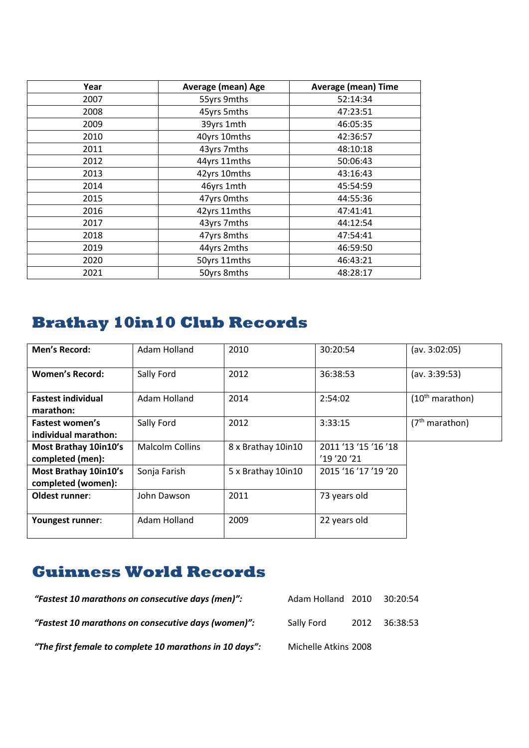| Year | Average (mean) Age | Average (mean) Time |
|---|---|---|
| 2007 | 55yrs 9mths | 52:14:34 |
| 2008 | 45yrs 5mths | 47:23:51 |
| 2009 | 39yrs 1mth | 46:05:35 |
| 2010 | 40yrs 10mths | 42:36:57 |
| 2011 | 43yrs 7mths | 48:10:18 |
| 2012 | 44yrs 11mths | 50:06:43 |
| 2013 | 42yrs 10mths | 43:16:43 |
| 2014 | 46yrs 1mth | 45:54:59 |
| 2015 | 47yrs 0mths | 44:55:36 |
| 2016 | 42yrs 11mths | 47:41:41 |
| 2017 | 43yrs 7mths | 44:12:54 |
| 2018 | 47yrs 8mths | 47:54:41 |
| 2019 | 44yrs 2mths | 46:59:50 |
| 2020 | 50yrs 11mths | 46:43:21 |
| 2021 | 50yrs 8mths | 48:28:17 |

## Brathay 10in10 Club Records

| | | | | |
|---|---|---|---|---|
| **Men's Record:** | Adam Holland | 2010 | 30:20:54 | (av. 3:02:05) |
| **Women's Record:** | Sally Ford | 2012 | 36:38:53 | (av. 3:39:53) |
| **Fastest individual marathon:** | Adam Holland | 2014 | 2:54:02 | (10th marathon) |
| **Fastest women's individual marathon:** | Sally Ford | 2012 | 3:33:15 | (7th marathon) |
| **Most Brathay 10in10's completed (men):** | Malcolm Collins | 8 x Brathay 10in10 | 2011 '13 '15 '16 '18 '19 '20 '21 | |
| **Most Brathay 10in10's completed (women):** | Sonja Farish | 5 x Brathay 10in10 | 2015 '16 '17 '19 '20 | |
| **Oldest runner**: | John Dawson | 2011 | 73 years old | |
| **Youngest runner**: | Adam Holland | 2009 | 22 years old | |

## Guinness World Records

| | | | |
|---|---|---|---|
| ***"Fastest 10 marathons on consecutive days (men)":*** | Adam Holland | 2010 | 30:20:54 |
| ***"Fastest 10 marathons on consecutive days (women)":*** | Sally Ford | 2012 | 36:38:53 |
| ***"The first female to complete 10 marathons in 10 days":*** | Michelle Atkins | 2008 | |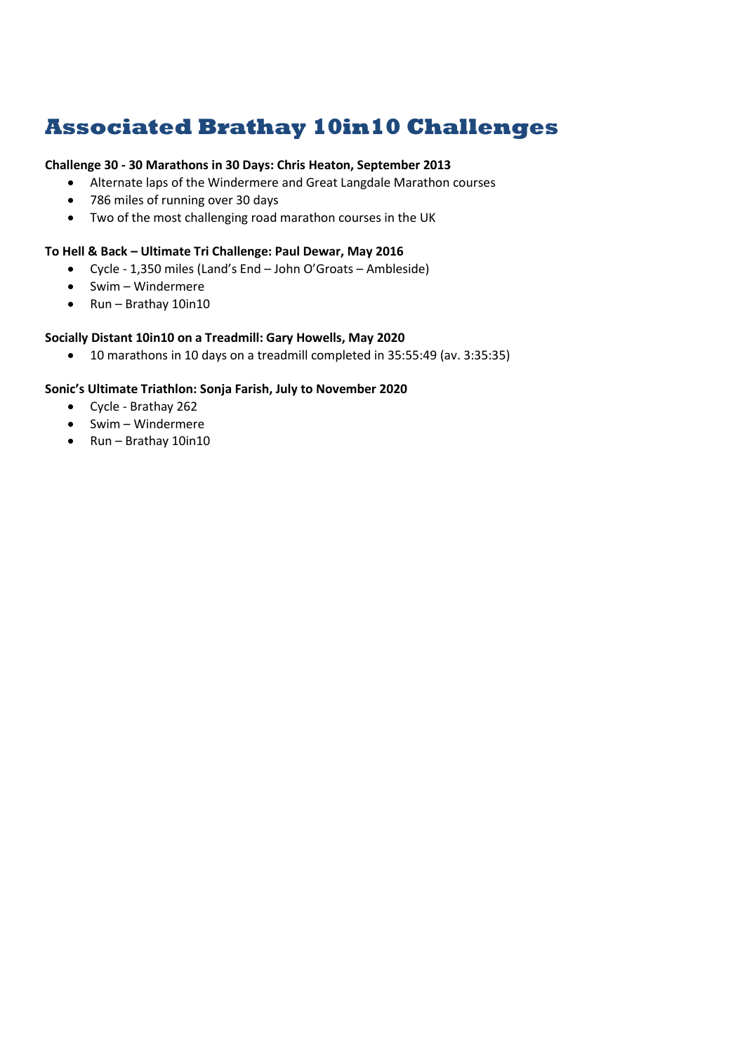# Associated Brathay 10in10 Challenges

**Challenge 30 - 30 Marathons in 30 Days: Chris Heaton, September 2013**

- Alternate laps of the Windermere and Great Langdale Marathon courses
- 786 miles of running over 30 days
- Two of the most challenging road marathon courses in the UK

**To Hell & Back – Ultimate Tri Challenge: Paul Dewar, May 2016**

- Cycle - 1,350 miles (Land's End – John O'Groats – Ambleside)
- Swim – Windermere
- Run – Brathay 10in10

**Socially Distant 10in10 on a Treadmill: Gary Howells, May 2020**

- 10 marathons in 10 days on a treadmill completed in 35:55:49 (av. 3:35:35)

**Sonic's Ultimate Triathlon: Sonja Farish, July to November 2020**

- Cycle - Brathay 262
- Swim – Windermere
- Run – Brathay 10in10